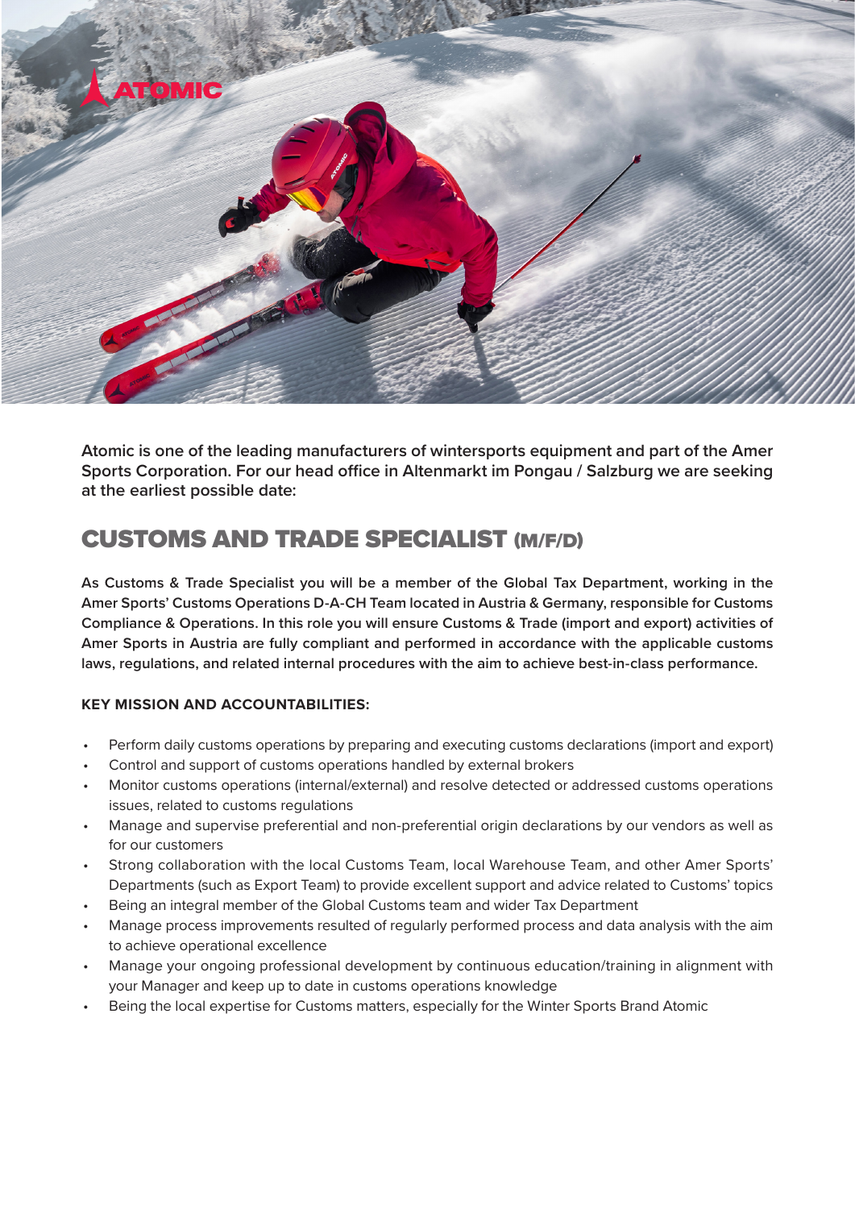Atomic is one of the leading manufacturers of wintersports equipment and part of the Amer Sports Corporation. For our head office in Altenmarkt im Pongau / Salzburg we are seeking at the earliest possible date:

# CUSTOMS AND TRADE SPECIALIST (M/F/D)

**As Customs & Trade Specialist you will be a member of the Global Tax Department, working in the Amer Sports' Customs Operations D-A-CH Team located in Austria & Germany, responsible for Customs Compliance & Operations. In this role you will ensure Customs & Trade (import and export) activities of Amer Sports in Austria are fully compliant and performed in accordance with the applicable customs laws, regulations, and related internal procedures with the aim to achieve best-in-class performance.**

**KEY MISSION AND ACCOUNTABILITIES:**

- Perform daily customs operations by preparing and executing customs declarations (import and export)
- Control and support of customs operations handled by external brokers
- Monitor customs operations (internal/external) and resolve detected or addressed customs operations issues, related to customs regulations
- Manage and supervise preferential and non-preferential origin declarations by our vendors as well as for our customers
- Strong collaboration with the local Customs Team, local Warehouse Team, and other Amer Sports' Departments (such as Export Team) to provide excellent support and advice related to Customs' topics
- Being an integral member of the Global Customs team and wider Tax Department
- Manage process improvements resulted of regularly performed process and data analysis with the aim to achieve operational excellence
- Manage your ongoing professional development by continuous education/training in alignment with your Manager and keep up to date in customs operations knowledge
- Being the local expertise for Customs matters, especially for the Winter Sports Brand Atomic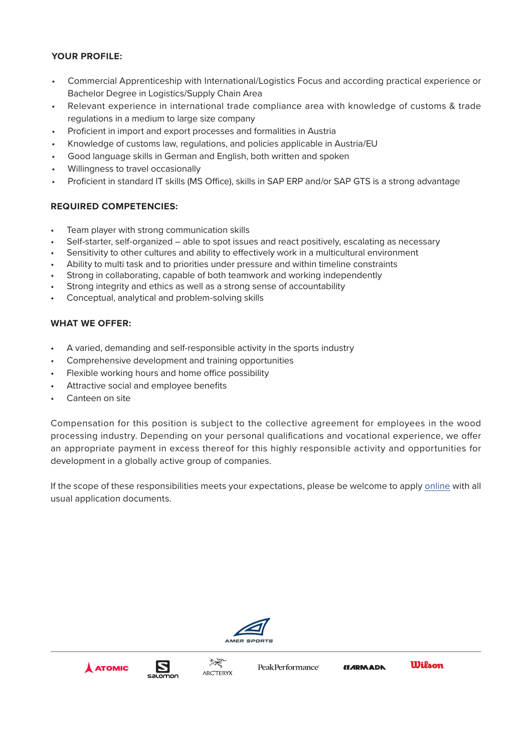## YOUR PROFILE:

- Commercial Apprenticeship with International/Logistics Focus and according practical experience or Bachelor Degree in Logistics/Supply Chain Area
- Relevant experience in international trade compliance area with knowledge of customs & trade regulations in a medium to large size company
- Proficient in import and export processes and formalities in Austria
- Knowledge of customs law, regulations, and policies applicable in Austria/EU
- Good language skills in German and English, both written and spoken
- Willingness to travel occasionally
- Proficient in standard IT skills (MS Office), skills in SAP ERP and/or SAP GTS is a strong advantage

## REQUIRED COMPETENCIES:

- Team player with strong communication skills
- Self-starter, self-organized – able to spot issues and react positively, escalating as necessary
- Sensitivity to other cultures and ability to effectively work in a multicultural environment
- Ability to multi task and to priorities under pressure and within timeline constraints
- Strong in collaborating, capable of both teamwork and working independently
- Strong integrity and ethics as well as a strong sense of accountability
- Conceptual, analytical and problem-solving skills

## WHAT WE OFFER:

- A varied, demanding and self-responsible activity in the sports industry
- Comprehensive development and training opportunities
- Flexible working hours and home office possibility
- Attractive social and employee benefits
- Canteen on site

Compensation for this position is subject to the collective agreement for employees in the wood processing industry. Depending on your personal qualifications and vocational experience, we offer an appropriate payment in excess thereof for this highly responsible activity and opportunities for development in a globally active group of companies.

If the scope of these responsibilities meets your expectations, please be welcome to apply online with all usual application documents.

AMER SPORTS

ATOMIC | SALOMON | ARC'TERYX | PeakPerformance | ARMADA | Wilson